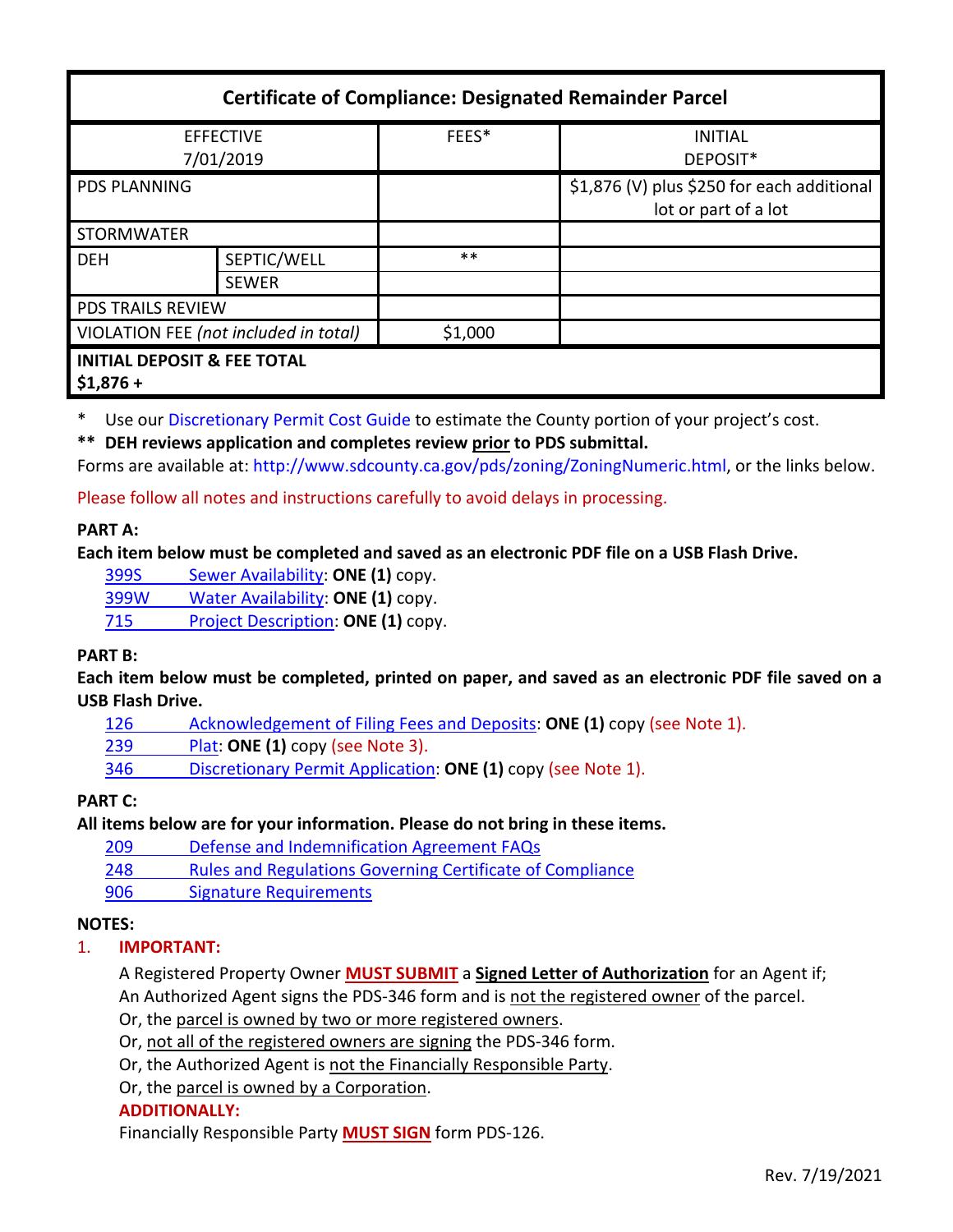| Certificate of Compliance: Designated Remainder Parcel | | | |
|---|---|---|---|
| EFFECTIVE 7/01/2019 | | FEES* | INITIAL DEPOSIT* |
| PDS PLANNING | | | $1,876 (V) plus $250 for each additional lot or part of a lot |
| STORMWATER | | | |
| DEH | SEPTIC/WELL | ** | |
| | SEWER | | |
| PDS TRAILS REVIEW | | | |
| VIOLATION FEE *(not included in total)* | | $1,000 | |
| **INITIAL DEPOSIT & FEE TOTAL $1,876 +** | | | |

\* Use our Discretionary Permit Cost Guide to estimate the County portion of your project's cost.

**\*\* DEH reviews application and completes review prior to PDS submittal.**

Forms are available at: http://www.sdcounty.ca.gov/pds/zoning/ZoningNumeric.html, or the links below.

Please follow all notes and instructions carefully to avoid delays in processing.

**PART A:**

**Each item below must be completed and saved as an electronic PDF file on a USB Flash Drive.**

- 399S Sewer Availability: **ONE (1)** copy.
- 399W Water Availability: **ONE (1)** copy.
- 715 Project Description: **ONE (1)** copy.

**PART B:**

**Each item below must be completed, printed on paper, and saved as an electronic PDF file saved on a USB Flash Drive.**

- 126 Acknowledgement of Filing Fees and Deposits: **ONE (1)** copy (see Note 1).
- 239 Plat: **ONE (1)** copy (see Note 3).
- 346 Discretionary Permit Application: **ONE (1)** copy (see Note 1).

**PART C:**

**All items below are for your information. Please do not bring in these items.**

- 209 Defense and Indemnification Agreement FAQs
- 248 Rules and Regulations Governing Certificate of Compliance
- 906 Signature Requirements

**NOTES:**

1. **IMPORTANT:**

   A Registered Property Owner **MUST SUBMIT** a **Signed Letter of Authorization** for an Agent if;
   An Authorized Agent signs the PDS-346 form and is not the registered owner of the parcel.
   Or, the parcel is owned by two or more registered owners.
   Or, not all of the registered owners are signing the PDS-346 form.
   Or, the Authorized Agent is not the Financially Responsible Party.
   Or, the parcel is owned by a Corporation.

   **ADDITIONALLY:**
   Financially Responsible Party **MUST SIGN** form PDS-126.

Rev. 7/19/2021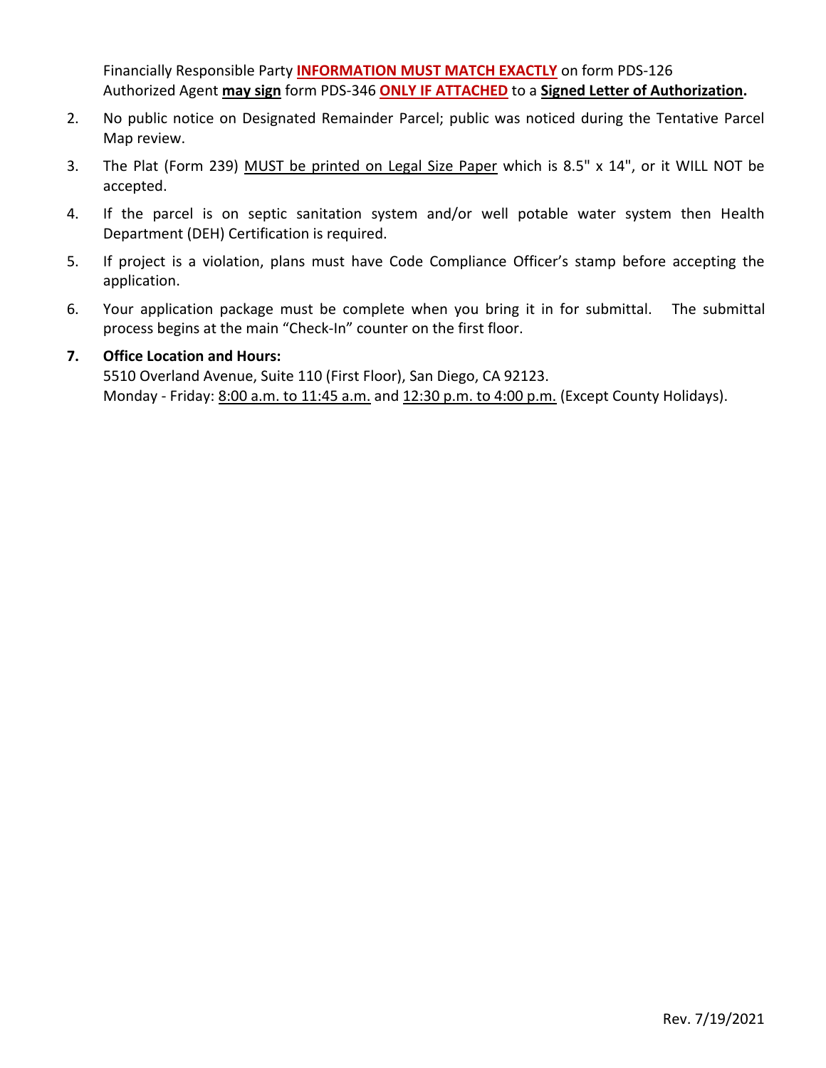Financially Responsible Party **INFORMATION MUST MATCH EXACTLY** on form PDS-126
Authorized Agent **may sign** form PDS-346 **ONLY IF ATTACHED** to a **Signed Letter of Authorization.**

2. No public notice on Designated Remainder Parcel; public was noticed during the Tentative Parcel Map review.

3. The Plat (Form 239) MUST be printed on Legal Size Paper which is 8.5" x 14", or it WILL NOT be accepted.

4. If the parcel is on septic sanitation system and/or well potable water system then Health Department (DEH) Certification is required.

5. If project is a violation, plans must have Code Compliance Officer's stamp before accepting the application.

6. Your application package must be complete when you bring it in for submittal. The submittal process begins at the main "Check-In" counter on the first floor.

7. **Office Location and Hours:**
   5510 Overland Avenue, Suite 110 (First Floor), San Diego, CA 92123.
   Monday - Friday: 8:00 a.m. to 11:45 a.m. and 12:30 p.m. to 4:00 p.m. (Except County Holidays).

Rev. 7/19/2021